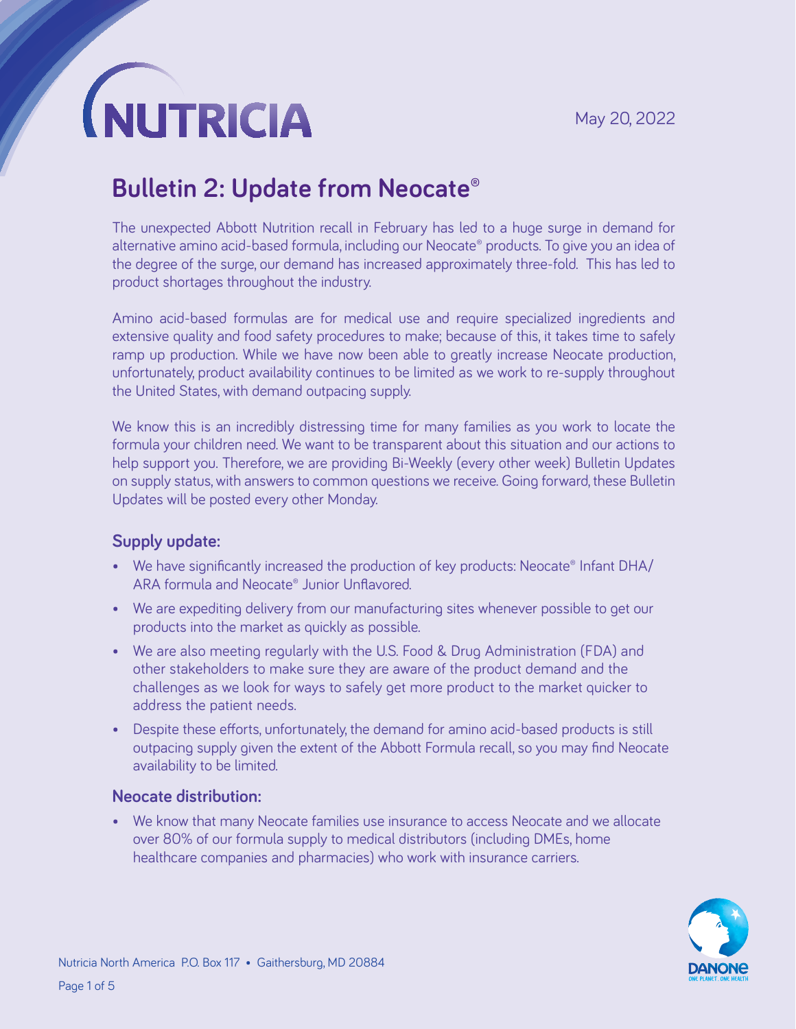NUTRICIA

May 20, 2022

# Bulletin 2: Update from Neocate®

The unexpected Abbott Nutrition recall in February has led to a huge surge in demand for alternative amino acid-based formula, including our Neocate® products. To give you an idea of the degree of the surge, our demand has increased approximately three-fold. This has led to product shortages throughout the industry.

Amino acid-based formulas are for medical use and require specialized ingredients and extensive quality and food safety procedures to make; because of this, it takes time to safely ramp up production. While we have now been able to greatly increase Neocate production, unfortunately, product availability continues to be limited as we work to re-supply throughout the United States, with demand outpacing supply.

We know this is an incredibly distressing time for many families as you work to locate the formula your children need. We want to be transparent about this situation and our actions to help support you. Therefore, we are providing Bi-Weekly (every other week) Bulletin Updates on supply status, with answers to common questions we receive. Going forward, these Bulletin Updates will be posted every other Monday.

## Supply update:

- We have significantly increased the production of key products: Neocate® Infant DHA/ARA formula and Neocate® Junior Unflavored.
- We are expediting delivery from our manufacturing sites whenever possible to get our products into the market as quickly as possible.
- We are also meeting regularly with the U.S. Food & Drug Administration (FDA) and other stakeholders to make sure they are aware of the product demand and the challenges as we look for ways to safely get more product to the market quicker to address the patient needs.
- Despite these efforts, unfortunately, the demand for amino acid-based products is still outpacing supply given the extent of the Abbott Formula recall, so you may find Neocate availability to be limited.

## Neocate distribution:

- We know that many Neocate families use insurance to access Neocate and we allocate over 80% of our formula supply to medical distributors (including DMEs, home healthcare companies and pharmacies) who work with insurance carriers.

Nutricia North America P.O. Box 117 • Gaithersburg, MD 20884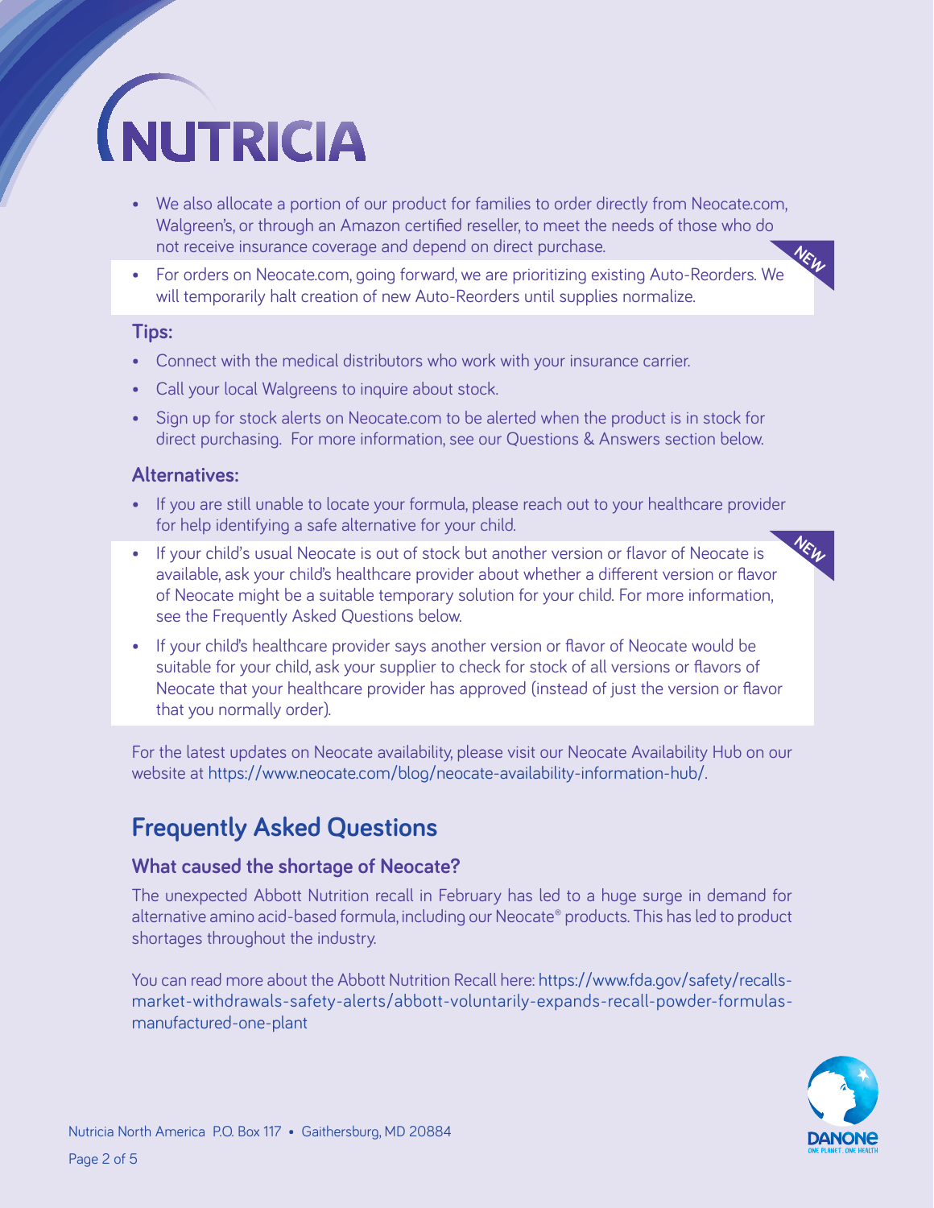- We also allocate a portion of our product for families to order directly from Neocate.com, Walgreen's, or through an Amazon certified reseller, to meet the needs of those who do not receive insurance coverage and depend on direct purchase.
- For orders on Neocate.com, going forward, we are prioritizing existing Auto-Reorders. We will temporarily halt creation of new Auto-Reorders until supplies normalize.

### Tips:

- Connect with the medical distributors who work with your insurance carrier.
- Call your local Walgreens to inquire about stock.
- Sign up for stock alerts on Neocate.com to be alerted when the product is in stock for direct purchasing. For more information, see our Questions & Answers section below.

### Alternatives:

- If you are still unable to locate your formula, please reach out to your healthcare provider for help identifying a safe alternative for your child.
- If your child's usual Neocate is out of stock but another version or flavor of Neocate is available, ask your child's healthcare provider about whether a different version or flavor of Neocate might be a suitable temporary solution for your child. For more information, see the Frequently Asked Questions below.
- If your child's healthcare provider says another version or flavor of Neocate would be suitable for your child, ask your supplier to check for stock of all versions or flavors of Neocate that your healthcare provider has approved (instead of just the version or flavor that you normally order).

For the latest updates on Neocate availability, please visit our Neocate Availability Hub on our website at https://www.neocate.com/blog/neocate-availability-information-hub/.

## Frequently Asked Questions

### What caused the shortage of Neocate?

The unexpected Abbott Nutrition recall in February has led to a huge surge in demand for alternative amino acid-based formula, including our Neocate® products. This has led to product shortages throughout the industry.

You can read more about the Abbott Nutrition Recall here: https://www.fda.gov/safety/recalls-market-withdrawals-safety-alerts/abbott-voluntarily-expands-recall-powder-formulas-manufactured-one-plant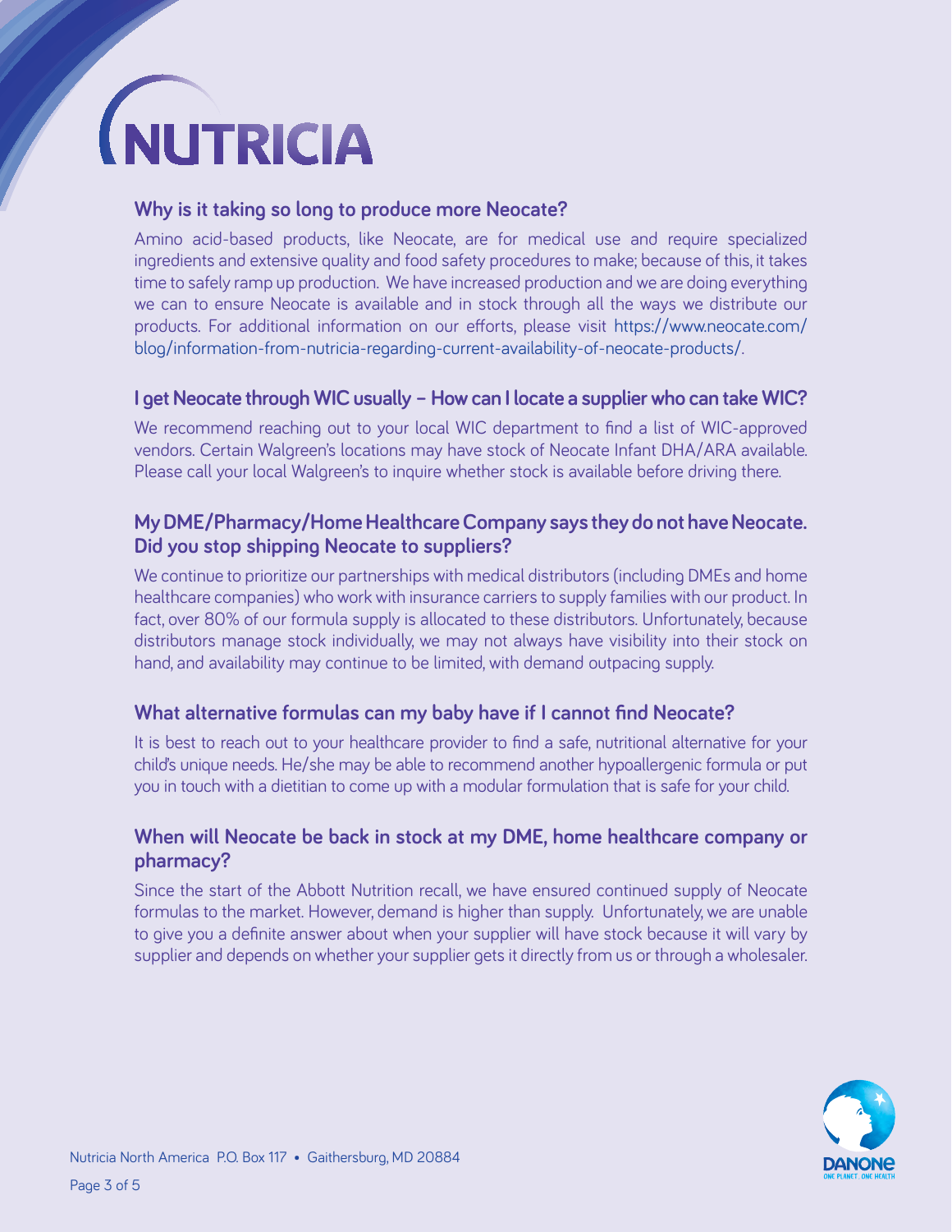## Why is it taking so long to produce more Neocate?

Amino acid-based products, like Neocate, are for medical use and require specialized ingredients and extensive quality and food safety procedures to make; because of this, it takes time to safely ramp up production. We have increased production and we are doing everything we can to ensure Neocate is available and in stock through all the ways we distribute our products. For additional information on our efforts, please visit https://www.neocate.com/blog/information-from-nutricia-regarding-current-availability-of-neocate-products/.

## I get Neocate through WIC usually – How can I locate a supplier who can take WIC?

We recommend reaching out to your local WIC department to find a list of WIC-approved vendors. Certain Walgreen's locations may have stock of Neocate Infant DHA/ARA available. Please call your local Walgreen's to inquire whether stock is available before driving there.

## My DME/Pharmacy/Home Healthcare Company says they do not have Neocate. Did you stop shipping Neocate to suppliers?

We continue to prioritize our partnerships with medical distributors (including DMEs and home healthcare companies) who work with insurance carriers to supply families with our product. In fact, over 80% of our formula supply is allocated to these distributors. Unfortunately, because distributors manage stock individually, we may not always have visibility into their stock on hand, and availability may continue to be limited, with demand outpacing supply.

## What alternative formulas can my baby have if I cannot find Neocate?

It is best to reach out to your healthcare provider to find a safe, nutritional alternative for your child's unique needs. He/she may be able to recommend another hypoallergenic formula or put you in touch with a dietitian to come up with a modular formulation that is safe for your child.

## When will Neocate be back in stock at my DME, home healthcare company or pharmacy?

Since the start of the Abbott Nutrition recall, we have ensured continued supply of Neocate formulas to the market. However, demand is higher than supply. Unfortunately, we are unable to give you a definite answer about when your supplier will have stock because it will vary by supplier and depends on whether your supplier gets it directly from us or through a wholesaler.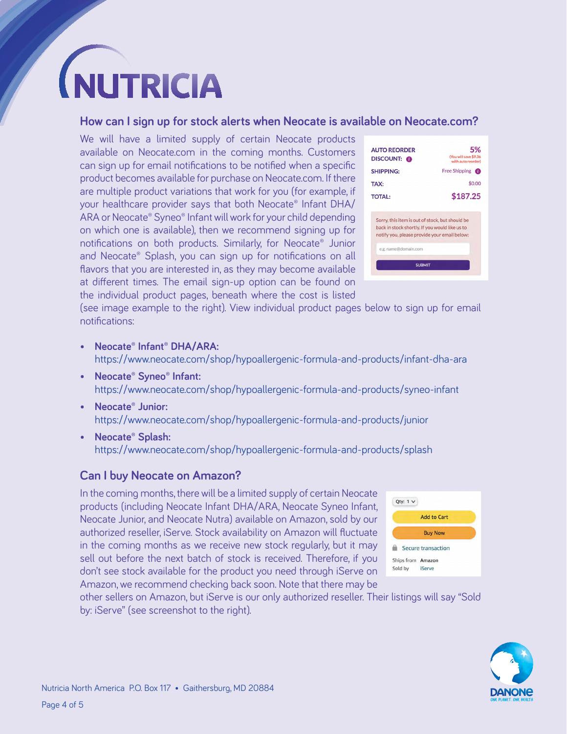## How can I sign up for stock alerts when Neocate is available on Neocate.com?

We will have a limited supply of certain Neocate products available on Neocate.com in the coming months. Customers can sign up for email notifications to be notified when a specific product becomes available for purchase on Neocate.com. If there are multiple product variations that work for you (for example, if your healthcare provider says that both Neocate® Infant DHA/ARA or Neocate® Syneo® Infant will work for your child depending on which one is available), then we recommend signing up for notifications on both products. Similarly, for Neocate® Junior and Neocate® Splash, you can sign up for notifications on all flavors that you are interested in, as they may become available at different times. The email sign-up option can be found on the individual product pages, beneath where the cost is listed (see image example to the right). View individual product pages below to sign up for email notifications:

- **Neocate® Infant® DHA/ARA:** https://www.neocate.com/shop/hypoallergenic-formula-and-products/infant-dha-ara
- **Neocate® Syneo® Infant:** https://www.neocate.com/shop/hypoallergenic-formula-and-products/syneo-infant
- **Neocate® Junior:** https://www.neocate.com/shop/hypoallergenic-formula-and-products/junior
- **Neocate® Splash:** https://www.neocate.com/shop/hypoallergenic-formula-and-products/splash

## Can I buy Neocate on Amazon?

In the coming months, there will be a limited supply of certain Neocate products (including Neocate Infant DHA/ARA, Neocate Syneo Infant, Neocate Junior, and Neocate Nutra) available on Amazon, sold by our authorized reseller, iServe. Stock availability on Amazon will fluctuate in the coming months as we receive new stock regularly, but it may sell out before the next batch of stock is received. Therefore, if you don't see stock available for the product you need through iServe on Amazon, we recommend checking back soon. Note that there may be other sellers on Amazon, but iServe is our only authorized reseller. Their listings will say "Sold by: iServe" (see screenshot to the right).

Nutricia North America P.O. Box 117 • Gaithersburg, MD 20884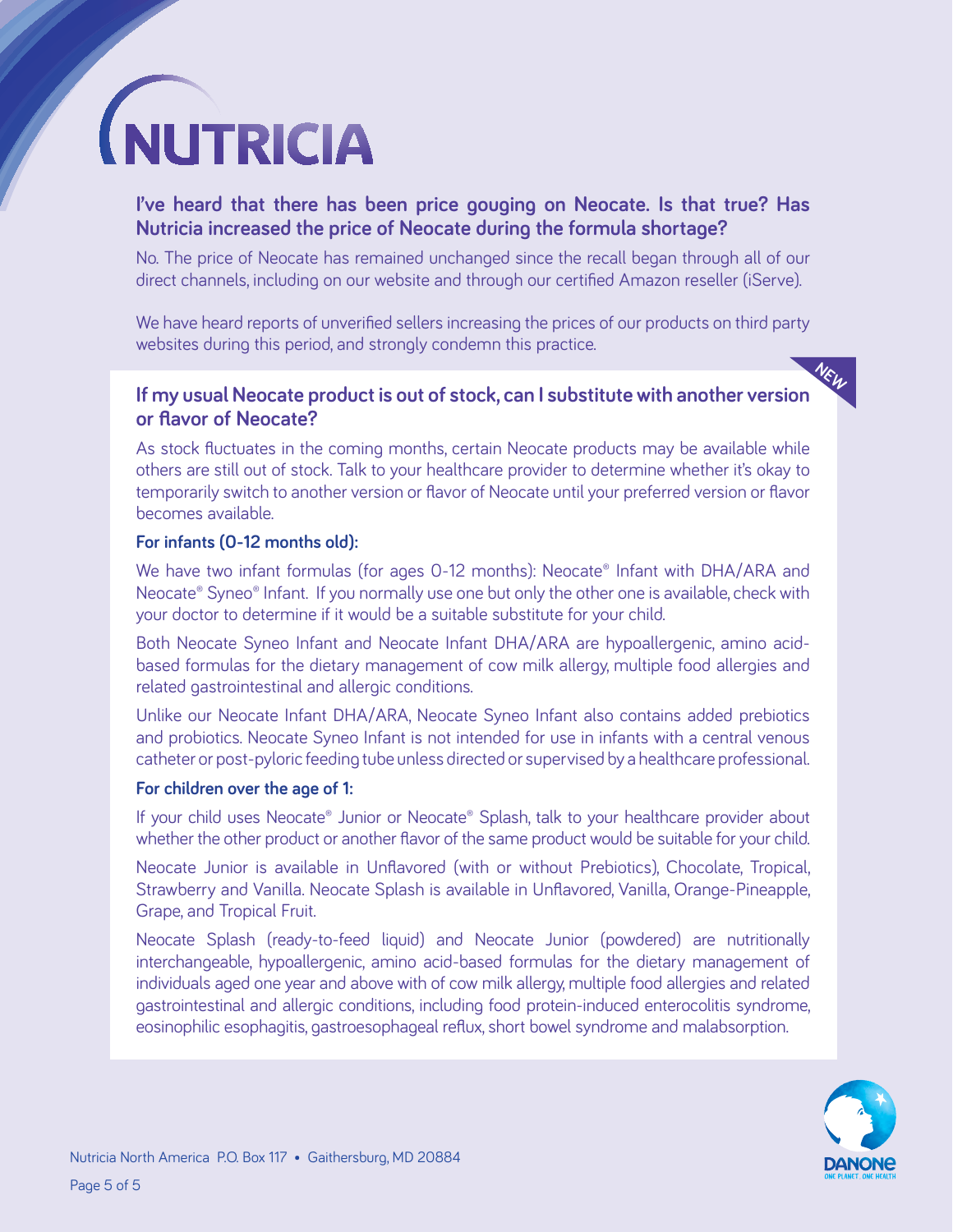## I've heard that there has been price gouging on Neocate. Is that true? Has Nutricia increased the price of Neocate during the formula shortage?

No. The price of Neocate has remained unchanged since the recall began through all of our direct channels, including on our website and through our certified Amazon reseller (iServe).

We have heard reports of unverified sellers increasing the prices of our products on third party websites during this period, and strongly condemn this practice.

## If my usual Neocate product is out of stock, can I substitute with another version or flavor of Neocate?

NEW

As stock fluctuates in the coming months, certain Neocate products may be available while others are still out of stock. Talk to your healthcare provider to determine whether it's okay to temporarily switch to another version or flavor of Neocate until your preferred version or flavor becomes available.

### For infants (0-12 months old):

We have two infant formulas (for ages 0-12 months): Neocate® Infant with DHA/ARA and Neocate® Syneo® Infant. If you normally use one but only the other one is available, check with your doctor to determine if it would be a suitable substitute for your child.

Both Neocate Syneo Infant and Neocate Infant DHA/ARA are hypoallergenic, amino acid-based formulas for the dietary management of cow milk allergy, multiple food allergies and related gastrointestinal and allergic conditions.

Unlike our Neocate Infant DHA/ARA, Neocate Syneo Infant also contains added prebiotics and probiotics. Neocate Syneo Infant is not intended for use in infants with a central venous catheter or post-pyloric feeding tube unless directed or supervised by a healthcare professional.

### For children over the age of 1:

If your child uses Neocate® Junior or Neocate® Splash, talk to your healthcare provider about whether the other product or another flavor of the same product would be suitable for your child.

Neocate Junior is available in Unflavored (with or without Prebiotics), Chocolate, Tropical, Strawberry and Vanilla. Neocate Splash is available in Unflavored, Vanilla, Orange-Pineapple, Grape, and Tropical Fruit.

Neocate Splash (ready-to-feed liquid) and Neocate Junior (powdered) are nutritionally interchangeable, hypoallergenic, amino acid-based formulas for the dietary management of individuals aged one year and above with of cow milk allergy, multiple food allergies and related gastrointestinal and allergic conditions, including food protein-induced enterocolitis syndrome, eosinophilic esophagitis, gastroesophageal reflux, short bowel syndrome and malabsorption.

Nutricia North America P.O. Box 117 • Gaithersburg, MD 20884